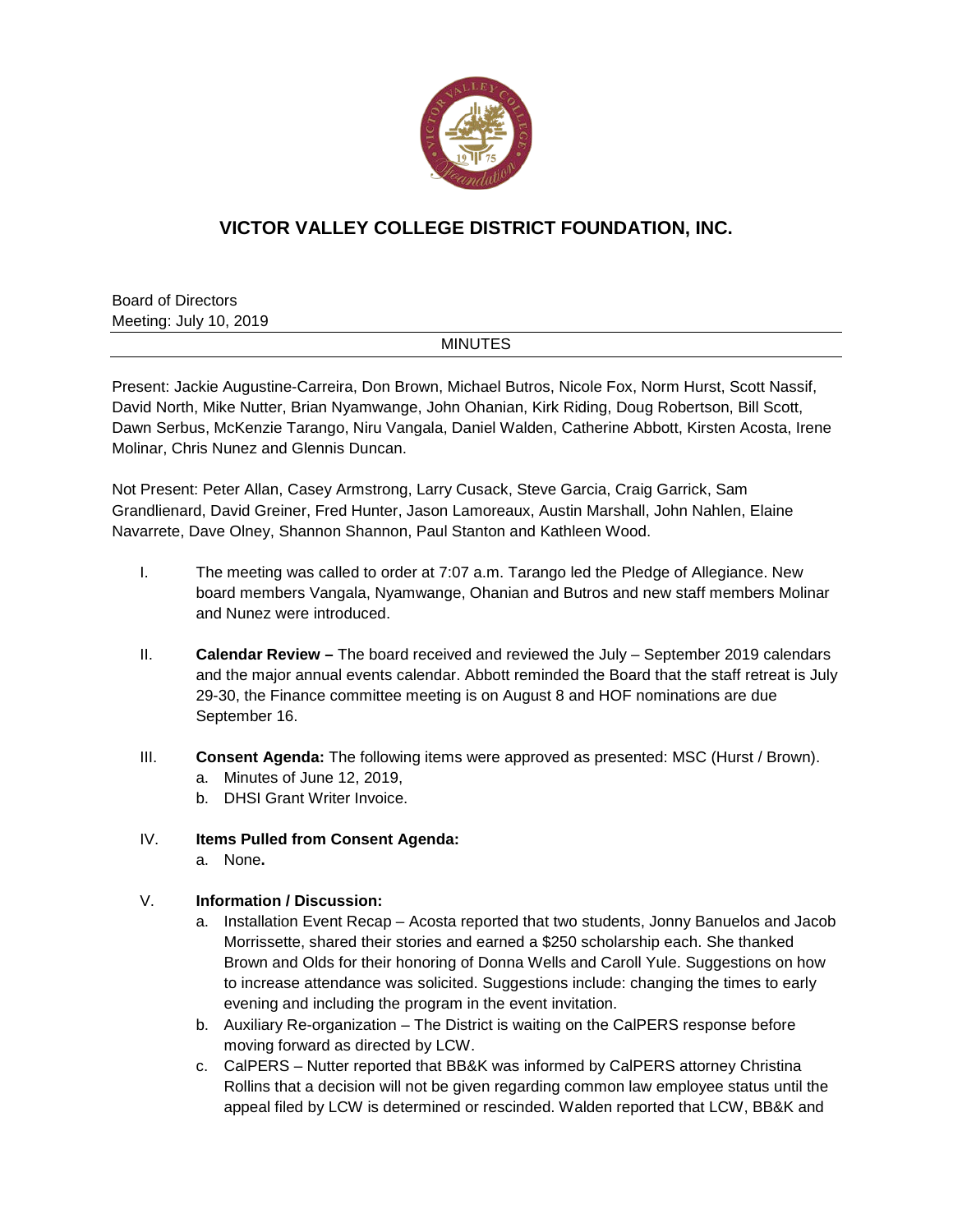# VICTOR VALLEY COLLEGE DISTRICT FOUNDATION, INC.

Board of Directors
Meeting: July 10, 2019

MINUTES

Present: Jackie Augustine-Carreira, Don Brown, Michael Butros, Nicole Fox, Norm Hurst, Scott Nassif, David North, Mike Nutter, Brian Nyamwange, John Ohanian, Kirk Riding, Doug Robertson, Bill Scott, Dawn Serbus, McKenzie Tarango, Niru Vangala, Daniel Walden, Catherine Abbott, Kirsten Acosta, Irene Molinar, Chris Nunez and Glennis Duncan.

Not Present: Peter Allan, Casey Armstrong, Larry Cusack, Steve Garcia, Craig Garrick, Sam Grandlienard, David Greiner, Fred Hunter, Jason Lamoreaux, Austin Marshall, John Nahlen, Elaine Navarrete, Dave Olney, Shannon Shannon, Paul Stanton and Kathleen Wood.

I. The meeting was called to order at 7:07 a.m. Tarango led the Pledge of Allegiance. New board members Vangala, Nyamwange, Ohanian and Butros and new staff members Molinar and Nunez were introduced.

II. **Calendar Review –** The board received and reviewed the July – September 2019 calendars and the major annual events calendar. Abbott reminded the Board that the staff retreat is July 29-30, the Finance committee meeting is on August 8 and HOF nominations are due September 16.

III. **Consent Agenda:** The following items were approved as presented: MSC (Hurst / Brown).
   a. Minutes of June 12, 2019,
   b. DHSI Grant Writer Invoice.

IV. **Items Pulled from Consent Agenda:**
   a. None**.**

V. **Information / Discussion:**
   a. Installation Event Recap – Acosta reported that two students, Jonny Banuelos and Jacob Morrissette, shared their stories and earned a $250 scholarship each. She thanked Brown and Olds for their honoring of Donna Wells and Caroll Yule. Suggestions on how to increase attendance was solicited. Suggestions include: changing the times to early evening and including the program in the event invitation.
   b. Auxiliary Re-organization – The District is waiting on the CalPERS response before moving forward as directed by LCW.
   c. CalPERS – Nutter reported that BB&K was informed by CalPERS attorney Christina Rollins that a decision will not be given regarding common law employee status until the appeal filed by LCW is determined or rescinded. Walden reported that LCW, BB&K and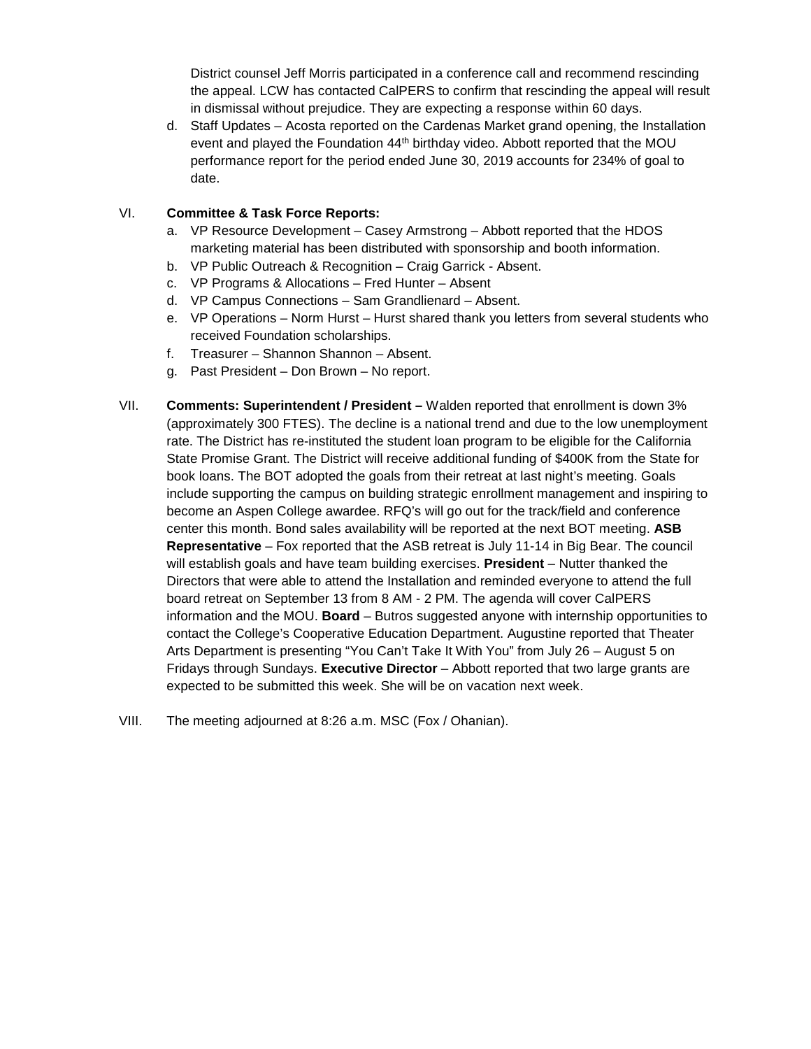District counsel Jeff Morris participated in a conference call and recommend rescinding the appeal. LCW has contacted CalPERS to confirm that rescinding the appeal will result in dismissal without prejudice. They are expecting a response within 60 days.

d. Staff Updates – Acosta reported on the Cardenas Market grand opening, the Installation event and played the Foundation 44th birthday video. Abbott reported that the MOU performance report for the period ended June 30, 2019 accounts for 234% of goal to date.

VI. **Committee & Task Force Reports:**

a. VP Resource Development – Casey Armstrong – Abbott reported that the HDOS marketing material has been distributed with sponsorship and booth information.
b. VP Public Outreach & Recognition – Craig Garrick - Absent.
c. VP Programs & Allocations – Fred Hunter – Absent
d. VP Campus Connections – Sam Grandlienard – Absent.
e. VP Operations – Norm Hurst – Hurst shared thank you letters from several students who received Foundation scholarships.
f. Treasurer – Shannon Shannon – Absent.
g. Past President – Don Brown – No report.

VII. **Comments: Superintendent / President –** Walden reported that enrollment is down 3% (approximately 300 FTES). The decline is a national trend and due to the low unemployment rate. The District has re-instituted the student loan program to be eligible for the California State Promise Grant. The District will receive additional funding of $400K from the State for book loans. The BOT adopted the goals from their retreat at last night's meeting. Goals include supporting the campus on building strategic enrollment management and inspiring to become an Aspen College awardee. RFQ's will go out for the track/field and conference center this month. Bond sales availability will be reported at the next BOT meeting. **ASB Representative** – Fox reported that the ASB retreat is July 11-14 in Big Bear. The council will establish goals and have team building exercises. **President** – Nutter thanked the Directors that were able to attend the Installation and reminded everyone to attend the full board retreat on September 13 from 8 AM - 2 PM. The agenda will cover CalPERS information and the MOU. **Board** – Butros suggested anyone with internship opportunities to contact the College's Cooperative Education Department. Augustine reported that Theater Arts Department is presenting "You Can't Take It With You" from July 26 – August 5 on Fridays through Sundays. **Executive Director** – Abbott reported that two large grants are expected to be submitted this week. She will be on vacation next week.

VIII. The meeting adjourned at 8:26 a.m. MSC (Fox / Ohanian).